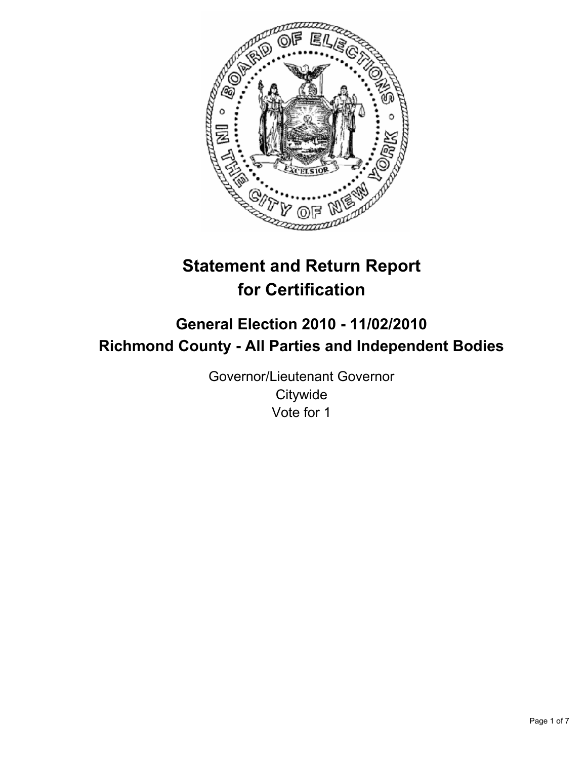# Statement and Return Report for Certification

## General Election 2010 - 11/02/2010
## Richmond County - All Parties and Independent Bodies

Governor/Lieutenant Governor
Citywide
Vote for 1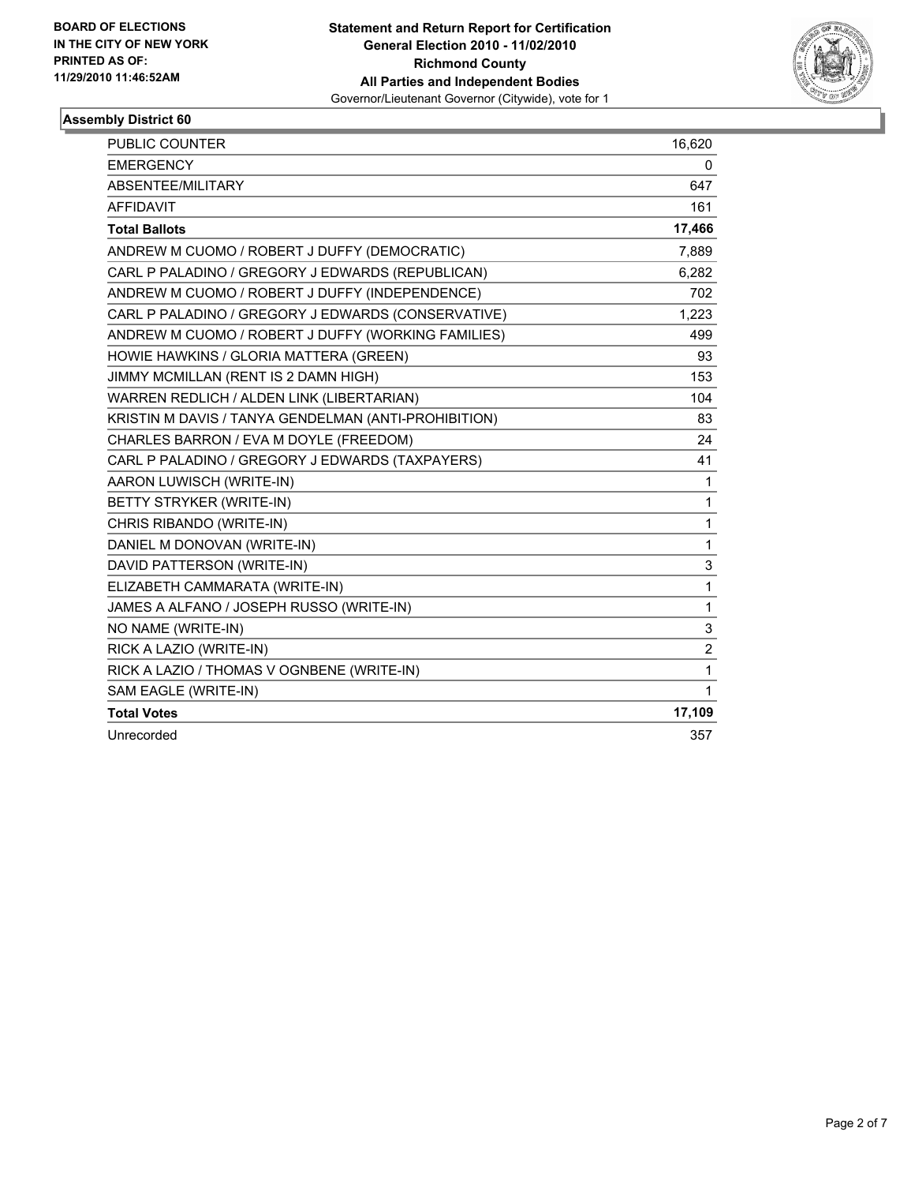**BOARD OF ELECTIONS IN THE CITY OF NEW YORK PRINTED AS OF: 11/29/2010 11:46:52AM**

**Statement and Return Report for Certification**
**General Election 2010 - 11/02/2010**
**Richmond County**
**All Parties and Independent Bodies**
Governor/Lieutenant Governor (Citywide), vote for 1

## Assembly District 60

| | |
|---|---|
| PUBLIC COUNTER | 16,620 |
| EMERGENCY | 0 |
| ABSENTEE/MILITARY | 647 |
| AFFIDAVIT | 161 |
| **Total Ballots** | **17,466** |
| ANDREW M CUOMO / ROBERT J DUFFY (DEMOCRATIC) | 7,889 |
| CARL P PALADINO / GREGORY J EDWARDS (REPUBLICAN) | 6,282 |
| ANDREW M CUOMO / ROBERT J DUFFY (INDEPENDENCE) | 702 |
| CARL P PALADINO / GREGORY J EDWARDS (CONSERVATIVE) | 1,223 |
| ANDREW M CUOMO / ROBERT J DUFFY (WORKING FAMILIES) | 499 |
| HOWIE HAWKINS / GLORIA MATTERA (GREEN) | 93 |
| JIMMY MCMILLAN (RENT IS 2 DAMN HIGH) | 153 |
| WARREN REDLICH / ALDEN LINK (LIBERTARIAN) | 104 |
| KRISTIN M DAVIS / TANYA GENDELMAN (ANTI-PROHIBITION) | 83 |
| CHARLES BARRON / EVA M DOYLE (FREEDOM) | 24 |
| CARL P PALADINO / GREGORY J EDWARDS (TAXPAYERS) | 41 |
| AARON LUWISCH (WRITE-IN) | 1 |
| BETTY STRYKER (WRITE-IN) | 1 |
| CHRIS RIBANDO (WRITE-IN) | 1 |
| DANIEL M DONOVAN (WRITE-IN) | 1 |
| DAVID PATTERSON (WRITE-IN) | 3 |
| ELIZABETH CAMMARATA (WRITE-IN) | 1 |
| JAMES A ALFANO / JOSEPH RUSSO (WRITE-IN) | 1 |
| NO NAME (WRITE-IN) | 3 |
| RICK A LAZIO (WRITE-IN) | 2 |
| RICK A LAZIO / THOMAS V OGNBENE (WRITE-IN) | 1 |
| SAM EAGLE (WRITE-IN) | 1 |
| **Total Votes** | **17,109** |
| Unrecorded | 357 |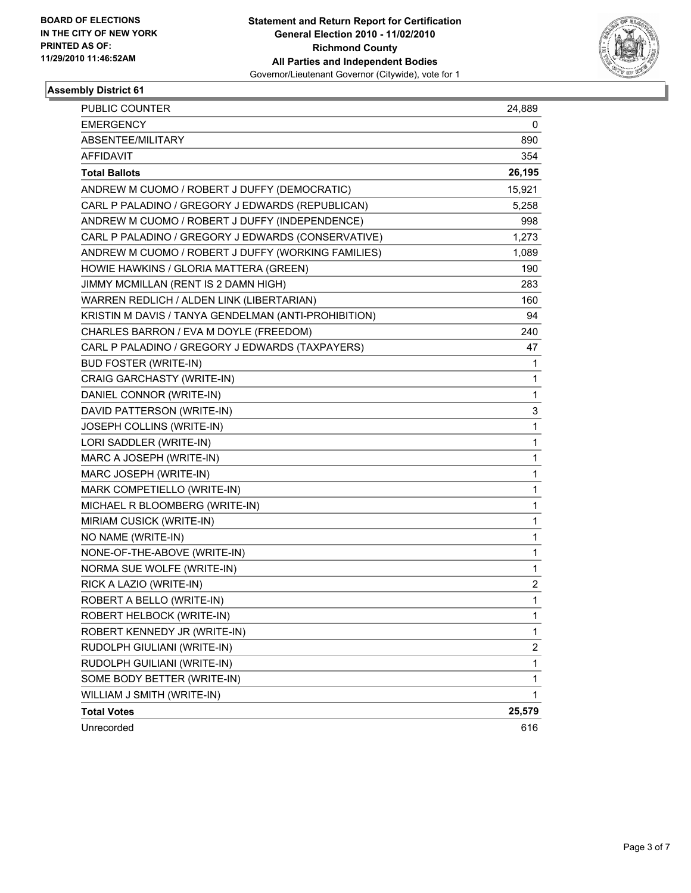BOARD OF ELECTIONS
IN THE CITY OF NEW YORK
PRINTED AS OF:
11/29/2010 11:46:52AM

**Statement and Return Report for Certification**
**General Election 2010 - 11/02/2010**
**Richmond County**
**All Parties and Independent Bodies**
Governor/Lieutenant Governor (Citywide), vote for 1

## Assembly District 61

| | |
|---|---|
| PUBLIC COUNTER | 24,889 |
| EMERGENCY | 0 |
| ABSENTEE/MILITARY | 890 |
| AFFIDAVIT | 354 |
| **Total Ballots** | **26,195** |
| ANDREW M CUOMO / ROBERT J DUFFY (DEMOCRATIC) | 15,921 |
| CARL P PALADINO / GREGORY J EDWARDS (REPUBLICAN) | 5,258 |
| ANDREW M CUOMO / ROBERT J DUFFY (INDEPENDENCE) | 998 |
| CARL P PALADINO / GREGORY J EDWARDS (CONSERVATIVE) | 1,273 |
| ANDREW M CUOMO / ROBERT J DUFFY (WORKING FAMILIES) | 1,089 |
| HOWIE HAWKINS / GLORIA MATTERA (GREEN) | 190 |
| JIMMY MCMILLAN (RENT IS 2 DAMN HIGH) | 283 |
| WARREN REDLICH / ALDEN LINK (LIBERTARIAN) | 160 |
| KRISTIN M DAVIS / TANYA GENDELMAN (ANTI-PROHIBITION) | 94 |
| CHARLES BARRON / EVA M DOYLE (FREEDOM) | 240 |
| CARL P PALADINO / GREGORY J EDWARDS (TAXPAYERS) | 47 |
| BUD FOSTER (WRITE-IN) | 1 |
| CRAIG GARCHASTY (WRITE-IN) | 1 |
| DANIEL CONNOR (WRITE-IN) | 1 |
| DAVID PATTERSON (WRITE-IN) | 3 |
| JOSEPH COLLINS (WRITE-IN) | 1 |
| LORI SADDLER (WRITE-IN) | 1 |
| MARC A JOSEPH (WRITE-IN) | 1 |
| MARC JOSEPH (WRITE-IN) | 1 |
| MARK COMPETIELLO (WRITE-IN) | 1 |
| MICHAEL R BLOOMBERG (WRITE-IN) | 1 |
| MIRIAM CUSICK (WRITE-IN) | 1 |
| NO NAME (WRITE-IN) | 1 |
| NONE-OF-THE-ABOVE (WRITE-IN) | 1 |
| NORMA SUE WOLFE (WRITE-IN) | 1 |
| RICK A LAZIO (WRITE-IN) | 2 |
| ROBERT A BELLO (WRITE-IN) | 1 |
| ROBERT HELBOCK (WRITE-IN) | 1 |
| ROBERT KENNEDY JR (WRITE-IN) | 1 |
| RUDOLPH GIULIANI (WRITE-IN) | 2 |
| RUDOLPH GUILIANI (WRITE-IN) | 1 |
| SOME BODY BETTER (WRITE-IN) | 1 |
| WILLIAM J SMITH (WRITE-IN) | 1 |
| **Total Votes** | **25,579** |
| Unrecorded | 616 |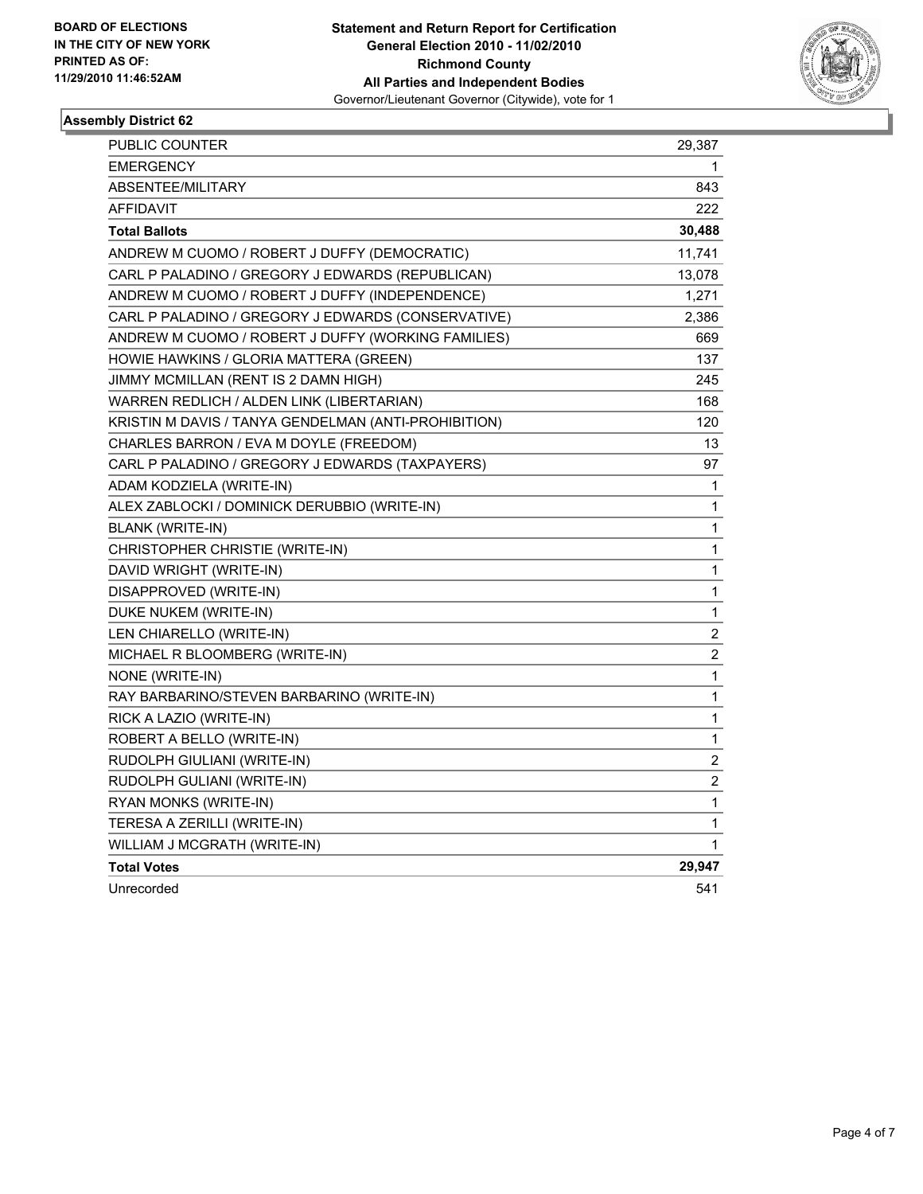**BOARD OF ELECTIONS IN THE CITY OF NEW YORK PRINTED AS OF: 11/29/2010 11:46:52AM**

**Statement and Return Report for Certification**
**General Election 2010 - 11/02/2010**
**Richmond County**
**All Parties and Independent Bodies**
Governor/Lieutenant Governor (Citywide), vote for 1

### Assembly District 62

| | |
|---|---|
| PUBLIC COUNTER | 29,387 |
| EMERGENCY | 1 |
| ABSENTEE/MILITARY | 843 |
| AFFIDAVIT | 222 |
| **Total Ballots** | **30,488** |
| ANDREW M CUOMO / ROBERT J DUFFY (DEMOCRATIC) | 11,741 |
| CARL P PALADINO / GREGORY J EDWARDS (REPUBLICAN) | 13,078 |
| ANDREW M CUOMO / ROBERT J DUFFY (INDEPENDENCE) | 1,271 |
| CARL P PALADINO / GREGORY J EDWARDS (CONSERVATIVE) | 2,386 |
| ANDREW M CUOMO / ROBERT J DUFFY (WORKING FAMILIES) | 669 |
| HOWIE HAWKINS / GLORIA MATTERA (GREEN) | 137 |
| JIMMY MCMILLAN (RENT IS 2 DAMN HIGH) | 245 |
| WARREN REDLICH / ALDEN LINK (LIBERTARIAN) | 168 |
| KRISTIN M DAVIS / TANYA GENDELMAN (ANTI-PROHIBITION) | 120 |
| CHARLES BARRON / EVA M DOYLE (FREEDOM) | 13 |
| CARL P PALADINO / GREGORY J EDWARDS (TAXPAYERS) | 97 |
| ADAM KODZIELA (WRITE-IN) | 1 |
| ALEX ZABLOCKI / DOMINICK DERUBBIO (WRITE-IN) | 1 |
| BLANK (WRITE-IN) | 1 |
| CHRISTOPHER CHRISTIE (WRITE-IN) | 1 |
| DAVID WRIGHT (WRITE-IN) | 1 |
| DISAPPROVED (WRITE-IN) | 1 |
| DUKE NUKEM (WRITE-IN) | 1 |
| LEN CHIARELLO (WRITE-IN) | 2 |
| MICHAEL R BLOOMBERG (WRITE-IN) | 2 |
| NONE (WRITE-IN) | 1 |
| RAY BARBARINO/STEVEN BARBARINO (WRITE-IN) | 1 |
| RICK A LAZIO (WRITE-IN) | 1 |
| ROBERT A BELLO (WRITE-IN) | 1 |
| RUDOLPH GIULIANI (WRITE-IN) | 2 |
| RUDOLPH GULIANI (WRITE-IN) | 2 |
| RYAN MONKS (WRITE-IN) | 1 |
| TERESA A ZERILLI (WRITE-IN) | 1 |
| WILLIAM J MCGRATH (WRITE-IN) | 1 |
| **Total Votes** | **29,947** |
| Unrecorded | 541 |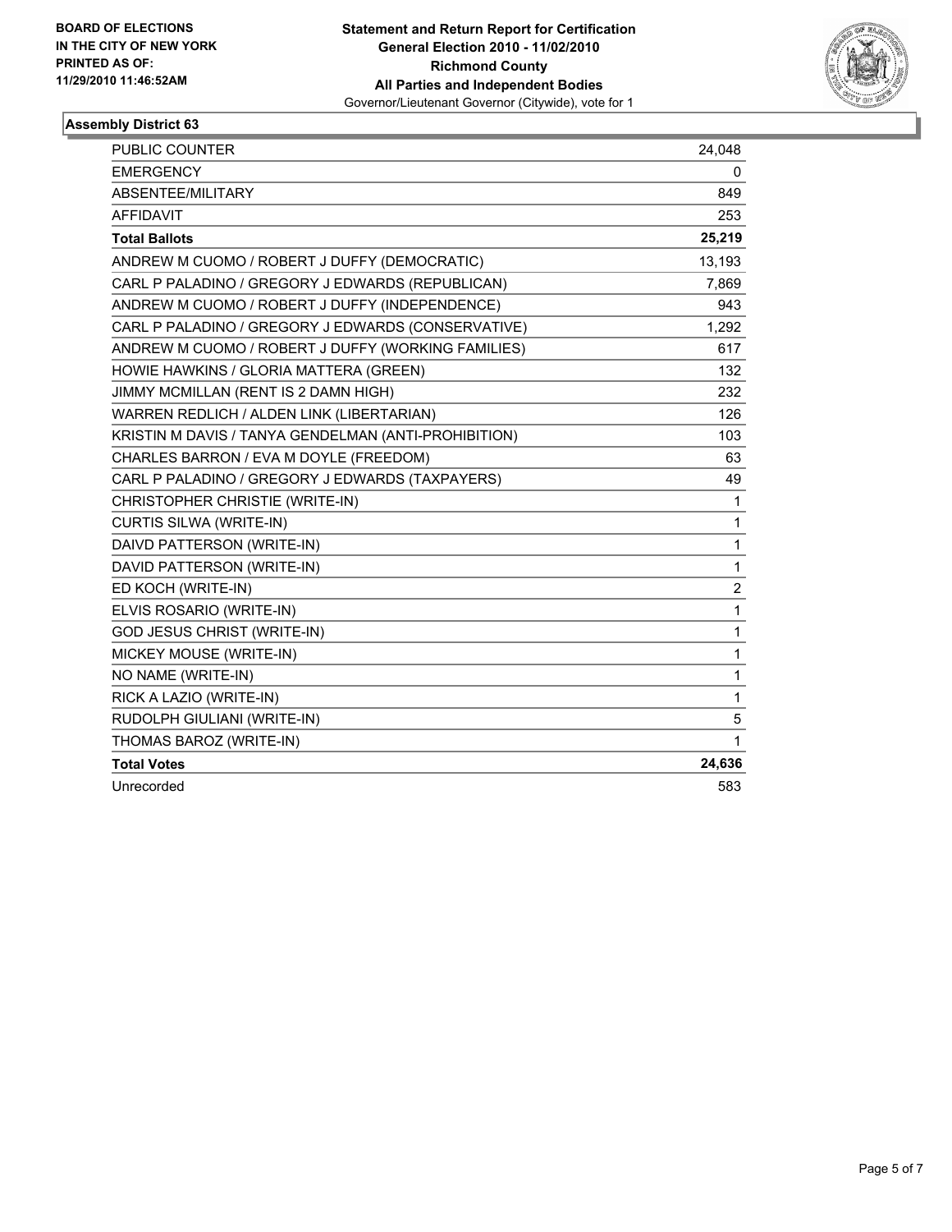**BOARD OF ELECTIONS**
**IN THE CITY OF NEW YORK**
**PRINTED AS OF:**
**11/29/2010 11:46:52AM**

# Statement and Return Report for Certification
## General Election 2010 - 11/02/2010
## Richmond County
## All Parties and Independent Bodies
Governor/Lieutenant Governor (Citywide), vote for 1

### Assembly District 63

| | |
|---|---|
| PUBLIC COUNTER | 24,048 |
| EMERGENCY | 0 |
| ABSENTEE/MILITARY | 849 |
| AFFIDAVIT | 253 |
| **Total Ballots** | **25,219** |
| ANDREW M CUOMO / ROBERT J DUFFY (DEMOCRATIC) | 13,193 |
| CARL P PALADINO / GREGORY J EDWARDS (REPUBLICAN) | 7,869 |
| ANDREW M CUOMO / ROBERT J DUFFY (INDEPENDENCE) | 943 |
| CARL P PALADINO / GREGORY J EDWARDS (CONSERVATIVE) | 1,292 |
| ANDREW M CUOMO / ROBERT J DUFFY (WORKING FAMILIES) | 617 |
| HOWIE HAWKINS / GLORIA MATTERA (GREEN) | 132 |
| JIMMY MCMILLAN (RENT IS 2 DAMN HIGH) | 232 |
| WARREN REDLICH / ALDEN LINK (LIBERTARIAN) | 126 |
| KRISTIN M DAVIS / TANYA GENDELMAN (ANTI-PROHIBITION) | 103 |
| CHARLES BARRON / EVA M DOYLE (FREEDOM) | 63 |
| CARL P PALADINO / GREGORY J EDWARDS (TAXPAYERS) | 49 |
| CHRISTOPHER CHRISTIE (WRITE-IN) | 1 |
| CURTIS SILWA (WRITE-IN) | 1 |
| DAIVD PATTERSON (WRITE-IN) | 1 |
| DAVID PATTERSON (WRITE-IN) | 1 |
| ED KOCH (WRITE-IN) | 2 |
| ELVIS ROSARIO (WRITE-IN) | 1 |
| GOD JESUS CHRIST (WRITE-IN) | 1 |
| MICKEY MOUSE (WRITE-IN) | 1 |
| NO NAME (WRITE-IN) | 1 |
| RICK A LAZIO (WRITE-IN) | 1 |
| RUDOLPH GIULIANI (WRITE-IN) | 5 |
| THOMAS BAROZ (WRITE-IN) | 1 |
| **Total Votes** | **24,636** |
| Unrecorded | 583 |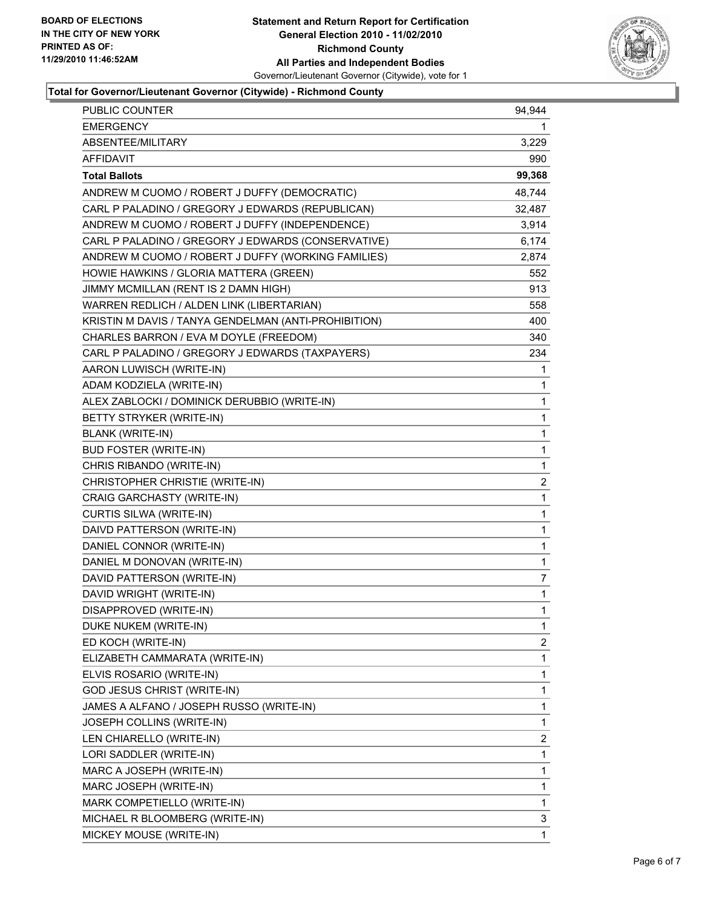**BOARD OF ELECTIONS IN THE CITY OF NEW YORK PRINTED AS OF: 11/29/2010 11:46:52AM**

**Statement and Return Report for Certification General Election 2010 - 11/02/2010 Richmond County All Parties and Independent Bodies**

Governor/Lieutenant Governor (Citywide), vote for 1

**Total for Governor/Lieutenant Governor (Citywide) - Richmond County**

| | |
|---|---|
| PUBLIC COUNTER | 94,944 |
| EMERGENCY | 1 |
| ABSENTEE/MILITARY | 3,229 |
| AFFIDAVIT | 990 |
| **Total Ballots** | **99,368** |
| ANDREW M CUOMO / ROBERT J DUFFY (DEMOCRATIC) | 48,744 |
| CARL P PALADINO / GREGORY J EDWARDS (REPUBLICAN) | 32,487 |
| ANDREW M CUOMO / ROBERT J DUFFY (INDEPENDENCE) | 3,914 |
| CARL P PALADINO / GREGORY J EDWARDS (CONSERVATIVE) | 6,174 |
| ANDREW M CUOMO / ROBERT J DUFFY (WORKING FAMILIES) | 2,874 |
| HOWIE HAWKINS / GLORIA MATTERA (GREEN) | 552 |
| JIMMY MCMILLAN (RENT IS 2 DAMN HIGH) | 913 |
| WARREN REDLICH / ALDEN LINK (LIBERTARIAN) | 558 |
| KRISTIN M DAVIS / TANYA GENDELMAN (ANTI-PROHIBITION) | 400 |
| CHARLES BARRON / EVA M DOYLE (FREEDOM) | 340 |
| CARL P PALADINO / GREGORY J EDWARDS (TAXPAYERS) | 234 |
| AARON LUWISCH (WRITE-IN) | 1 |
| ADAM KODZIELA (WRITE-IN) | 1 |
| ALEX ZABLOCKI / DOMINICK DERUBBIO (WRITE-IN) | 1 |
| BETTY STRYKER (WRITE-IN) | 1 |
| BLANK (WRITE-IN) | 1 |
| BUD FOSTER (WRITE-IN) | 1 |
| CHRIS RIBANDO (WRITE-IN) | 1 |
| CHRISTOPHER CHRISTIE (WRITE-IN) | 2 |
| CRAIG GARCHASTY (WRITE-IN) | 1 |
| CURTIS SILWA (WRITE-IN) | 1 |
| DAIVD PATTERSON (WRITE-IN) | 1 |
| DANIEL CONNOR (WRITE-IN) | 1 |
| DANIEL M DONOVAN (WRITE-IN) | 1 |
| DAVID PATTERSON (WRITE-IN) | 7 |
| DAVID WRIGHT (WRITE-IN) | 1 |
| DISAPPROVED (WRITE-IN) | 1 |
| DUKE NUKEM (WRITE-IN) | 1 |
| ED KOCH (WRITE-IN) | 2 |
| ELIZABETH CAMMARATA (WRITE-IN) | 1 |
| ELVIS ROSARIO (WRITE-IN) | 1 |
| GOD JESUS CHRIST (WRITE-IN) | 1 |
| JAMES A ALFANO / JOSEPH RUSSO (WRITE-IN) | 1 |
| JOSEPH COLLINS (WRITE-IN) | 1 |
| LEN CHIARELLO (WRITE-IN) | 2 |
| LORI SADDLER (WRITE-IN) | 1 |
| MARC A JOSEPH (WRITE-IN) | 1 |
| MARC JOSEPH (WRITE-IN) | 1 |
| MARK COMPETIELLO (WRITE-IN) | 1 |
| MICHAEL R BLOOMBERG (WRITE-IN) | 3 |
| MICKEY MOUSE (WRITE-IN) | 1 |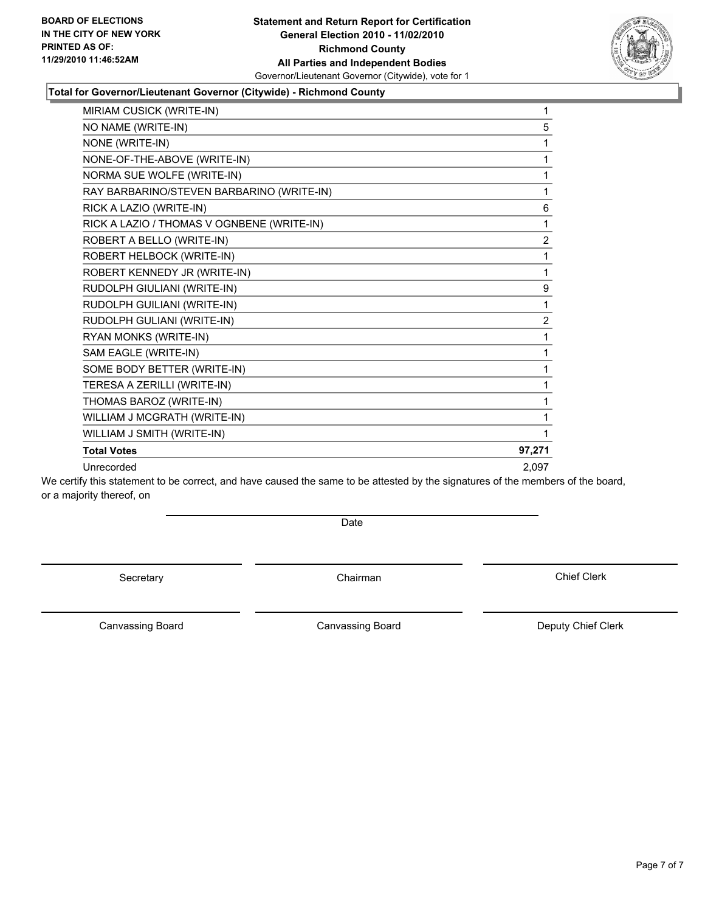**BOARD OF ELECTIONS IN THE CITY OF NEW YORK PRINTED AS OF: 11/29/2010 11:46:52AM**

**Statement and Return Report for Certification General Election 2010 - 11/02/2010 Richmond County All Parties and Independent Bodies**

Governor/Lieutenant Governor (Citywide), vote for 1

### Total for Governor/Lieutenant Governor (Citywide) - Richmond County

| | |
|---|---|
| MIRIAM CUSICK (WRITE-IN) | 1 |
| NO NAME (WRITE-IN) | 5 |
| NONE (WRITE-IN) | 1 |
| NONE-OF-THE-ABOVE (WRITE-IN) | 1 |
| NORMA SUE WOLFE (WRITE-IN) | 1 |
| RAY BARBARINO/STEVEN BARBARINO (WRITE-IN) | 1 |
| RICK A LAZIO (WRITE-IN) | 6 |
| RICK A LAZIO / THOMAS V OGNBENE (WRITE-IN) | 1 |
| ROBERT A BELLO (WRITE-IN) | 2 |
| ROBERT HELBOCK (WRITE-IN) | 1 |
| ROBERT KENNEDY JR (WRITE-IN) | 1 |
| RUDOLPH GIULIANI (WRITE-IN) | 9 |
| RUDOLPH GUILIANI (WRITE-IN) | 1 |
| RUDOLPH GULIANI (WRITE-IN) | 2 |
| RYAN MONKS (WRITE-IN) | 1 |
| SAM EAGLE (WRITE-IN) | 1 |
| SOME BODY BETTER (WRITE-IN) | 1 |
| TERESA A ZERILLI (WRITE-IN) | 1 |
| THOMAS BAROZ (WRITE-IN) | 1 |
| WILLIAM J MCGRATH (WRITE-IN) | 1 |
| WILLIAM J SMITH (WRITE-IN) | 1 |
| **Total Votes** | **97,271** |
| Unrecorded | 2,097 |

We certify this statement to be correct, and have caused the same to be attested by the signatures of the members of the board, or a majority thereof, on

Date

Secretary

Chairman

Chief Clerk

Canvassing Board

Canvassing Board

Deputy Chief Clerk